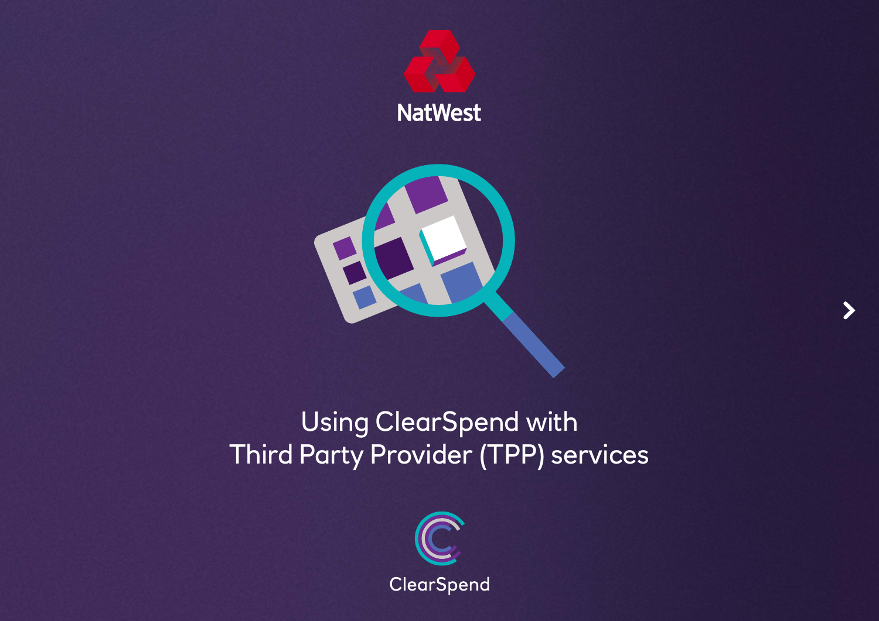NatWest

# Using ClearSpend with Third Party Provider (TPP) services

ClearSpend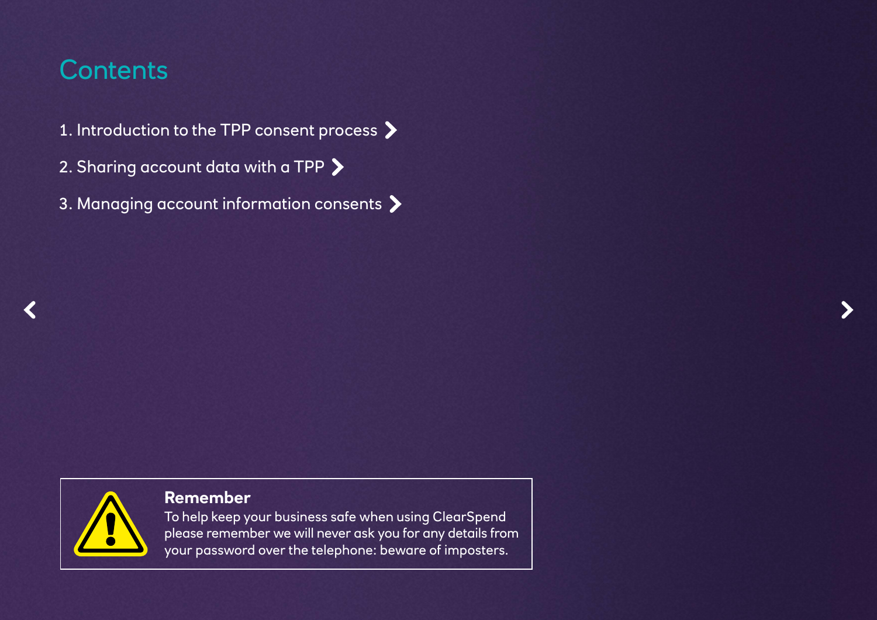# Contents

1. Introduction to the TPP consent process
2. Sharing account data with a TPP
3. Managing account information consents

**Remember**
To help keep your business safe when using ClearSpend please remember we will never ask you for any details from your password over the telephone: beware of imposters.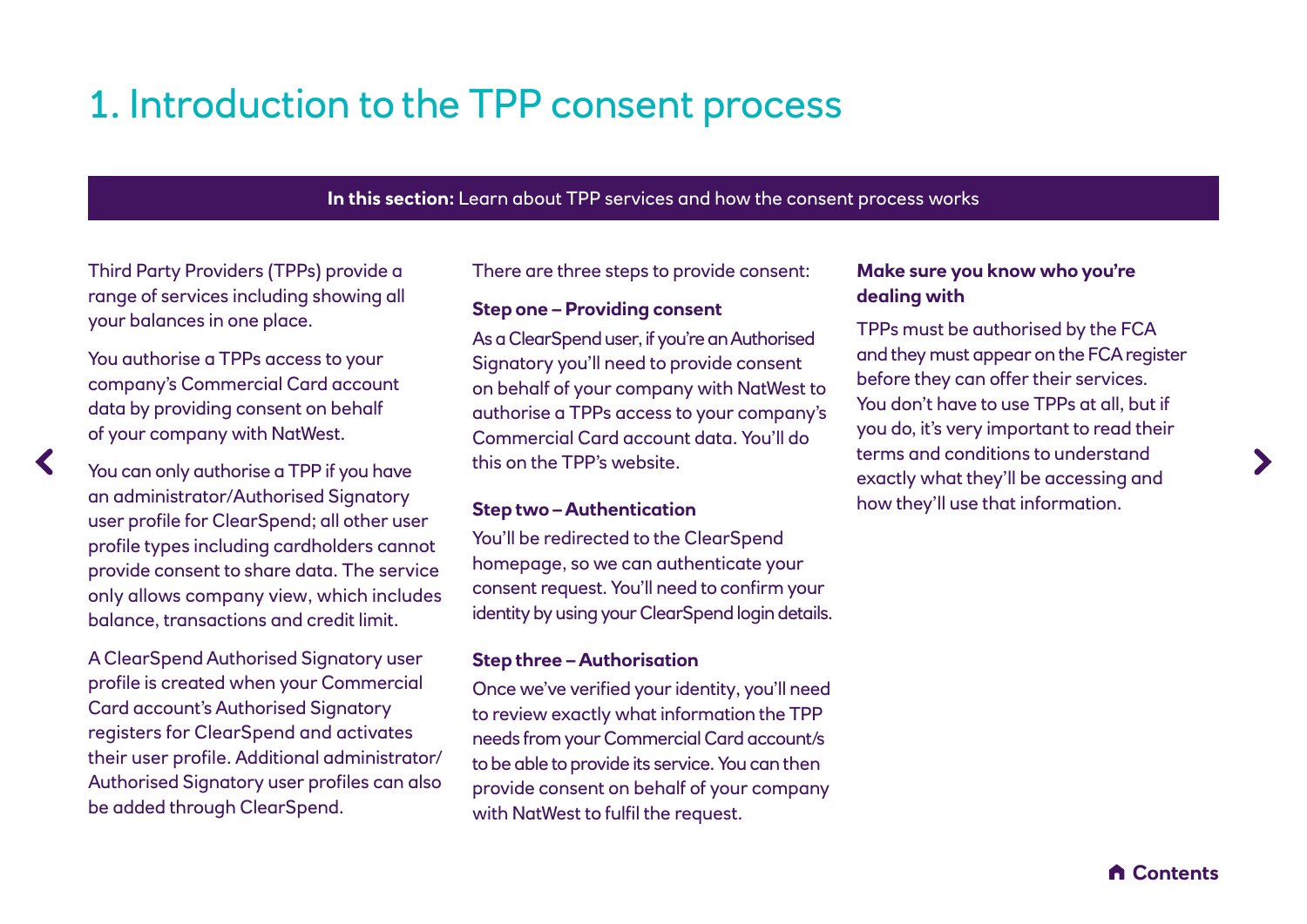# 1. Introduction to the TPP consent process

**In this section:** Learn about TPP services and how the consent process works

Third Party Providers (TPPs) provide a range of services including showing all your balances in one place.

You authorise a TPPs access to your company's Commercial Card account data by providing consent on behalf of your company with NatWest.

You can only authorise a TPP if you have an administrator/Authorised Signatory user profile for ClearSpend; all other user profile types including cardholders cannot provide consent to share data. The service only allows company view, which includes balance, transactions and credit limit.

A ClearSpend Authorised Signatory user profile is created when your Commercial Card account's Authorised Signatory registers for ClearSpend and activates their user profile. Additional administrator/ Authorised Signatory user profiles can also be added through ClearSpend.

There are three steps to provide consent:

**Step one – Providing consent**

As a ClearSpend user, if you're an Authorised Signatory you'll need to provide consent on behalf of your company with NatWest to authorise a TPPs access to your company's Commercial Card account data. You'll do this on the TPP's website.

**Step two – Authentication**

You'll be redirected to the ClearSpend homepage, so we can authenticate your consent request. You'll need to confirm your identity by using your ClearSpend login details.

**Step three – Authorisation**

Once we've verified your identity, you'll need to review exactly what information the TPP needs from your Commercial Card account/s to be able to provide its service. You can then provide consent on behalf of your company with NatWest to fulfil the request.

**Make sure you know who you're dealing with**

TPPs must be authorised by the FCA and they must appear on the FCA register before they can offer their services. You don't have to use TPPs at all, but if you do, it's very important to read their terms and conditions to understand exactly what they'll be accessing and how they'll use that information.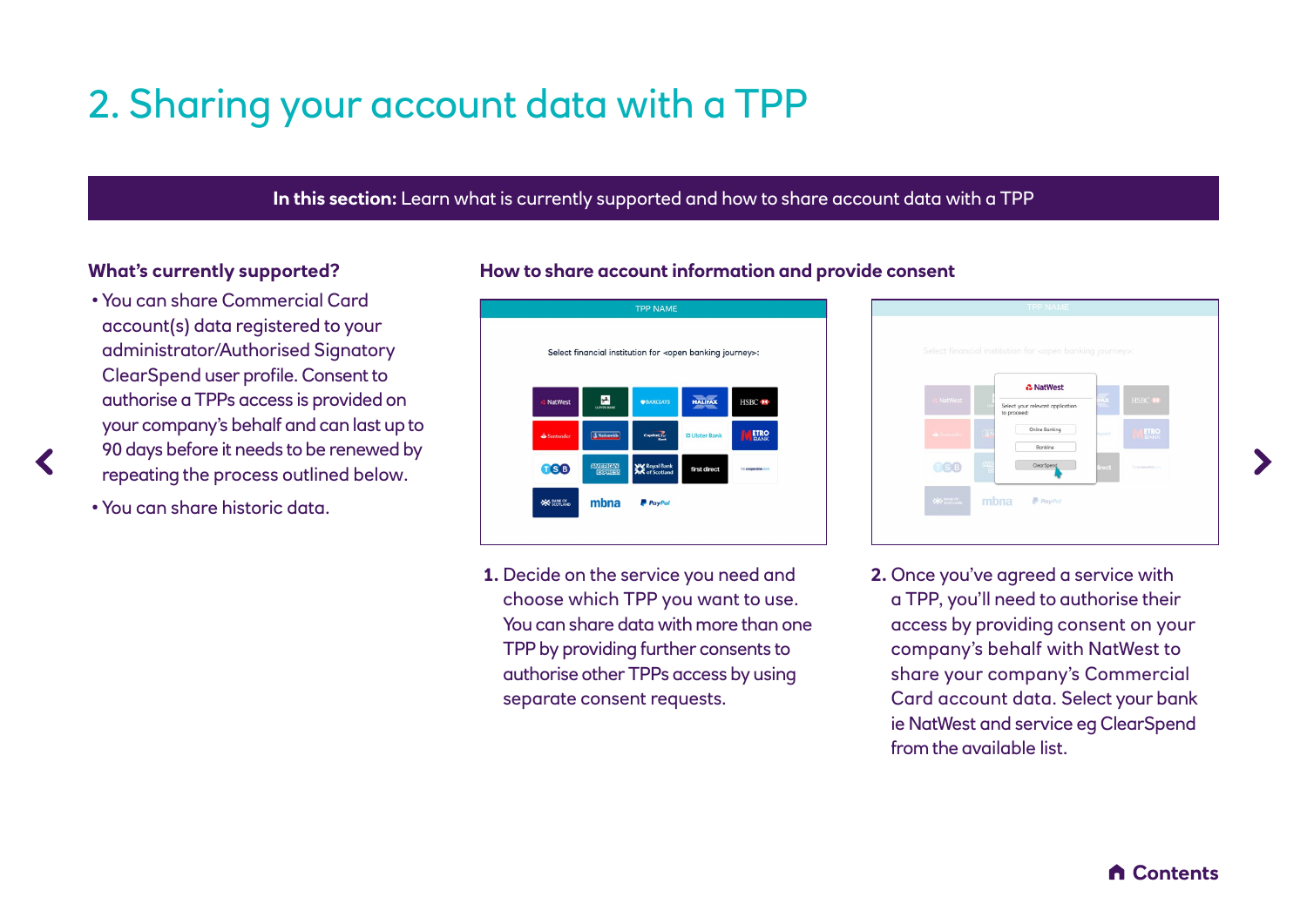# 2. Sharing your account data with a TPP

**In this section:** Learn what is currently supported and how to share account data with a TPP

### What's currently supported?

- You can share Commercial Card account(s) data registered to your administrator/Authorised Signatory ClearSpend user profile. Consent to authorise a TPPs access is provided on your company's behalf and can last up to 90 days before it needs to be renewed by repeating the process outlined below.
- You can share historic data.

### How to share account information and provide consent

1. Decide on the service you need and choose which TPP you want to use. You can share data with more than one TPP by providing further consents to authorise other TPPs access by using separate consent requests.
2. Once you've agreed a service with a TPP, you'll need to authorise their access by providing consent on your company's behalf with NatWest to share your company's Commercial Card account data. Select your bank ie NatWest and service eg ClearSpend from the available list.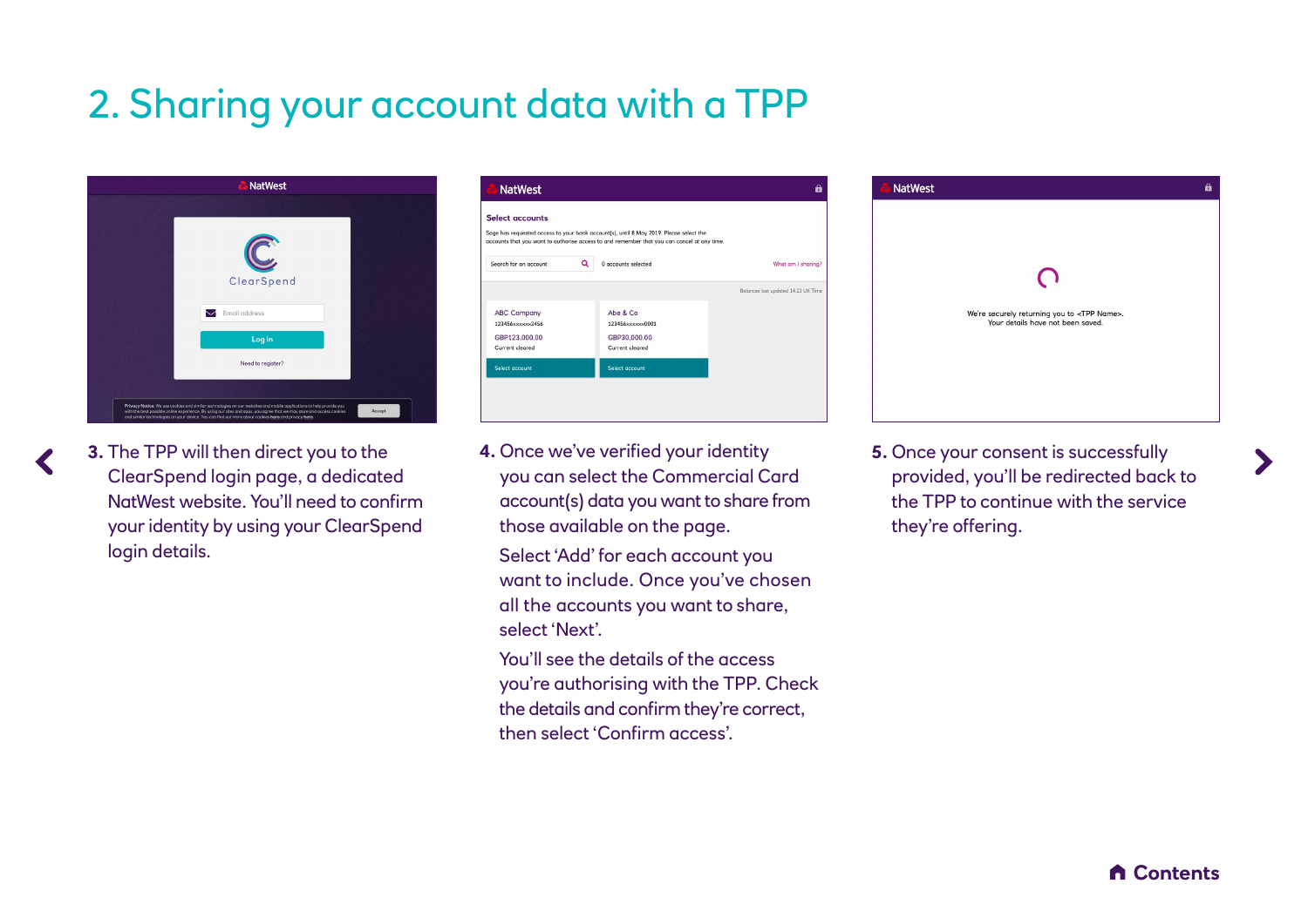# 2. Sharing your account data with a TPP

**3.** The TPP will then direct you to the ClearSpend login page, a dedicated NatWest website. You'll need to confirm your identity by using your ClearSpend login details.

**4.** Once we've verified your identity you can select the Commercial Card account(s) data you want to share from those available on the page.

Select 'Add' for each account you want to include. Once you've chosen all the accounts you want to share, select 'Next'.

You'll see the details of the access you're authorising with the TPP. Check the details and confirm they're correct, then select 'Confirm access'.

**5.** Once your consent is successfully provided, you'll be redirected back to the TPP to continue with the service they're offering.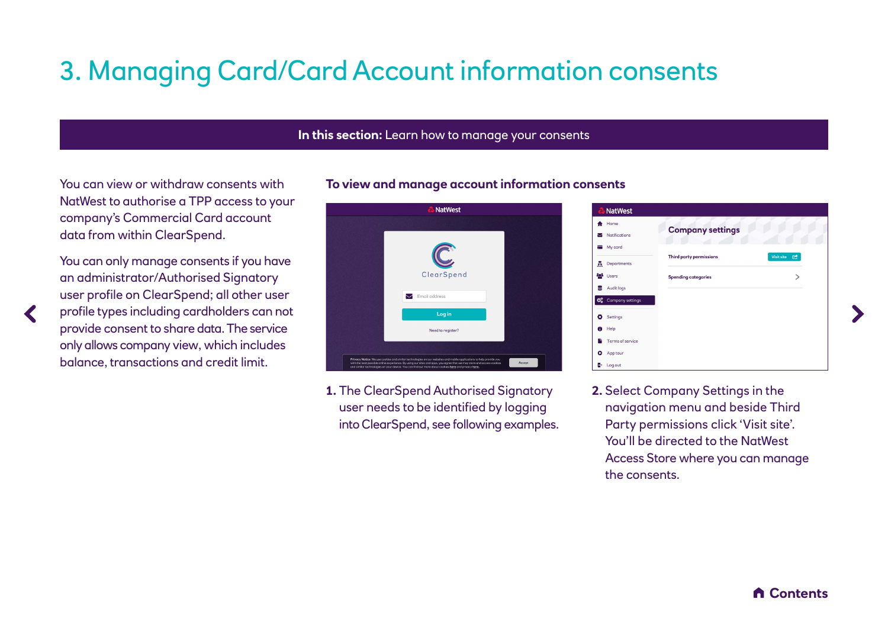# 3. Managing Card/Card Account information consents

**In this section:** Learn how to manage your consents

You can view or withdraw consents with NatWest to authorise a TPP access to your company's Commercial Card account data from within ClearSpend.

You can only manage consents if you have an administrator/Authorised Signatory user profile on ClearSpend; all other user profile types including cardholders can not provide consent to share data. The service only allows company view, which includes balance, transactions and credit limit.

## To view and manage account information consents

1. The ClearSpend Authorised Signatory user needs to be identified by logging into ClearSpend, see following examples.

2. Select Company Settings in the navigation menu and beside Third Party permissions click 'Visit site'. You'll be directed to the NatWest Access Store where you can manage the consents.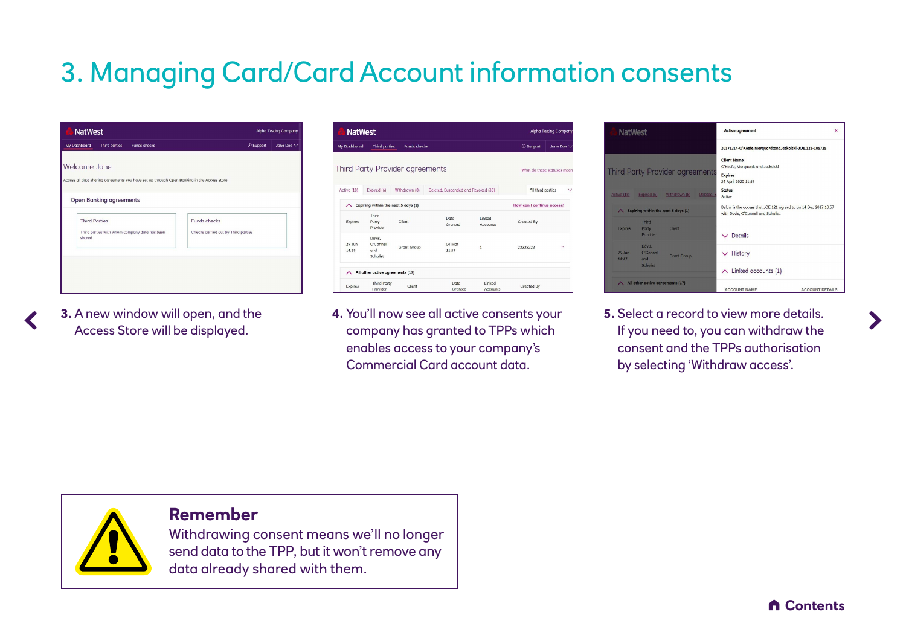# 3. Managing Card/Card Account information consents

**3.** A new window will open, and the Access Store will be displayed.

**4.** You'll now see all active consents your company has granted to TPPs which enables access to your company's Commercial Card account data.

**5.** Select a record to view more details. If you need to, you can withdraw the consent and the TPPs authorisation by selecting 'Withdraw access'.

**Remember**
Withdrawing consent means we'll no longer send data to the TPP, but it won't remove any data already shared with them.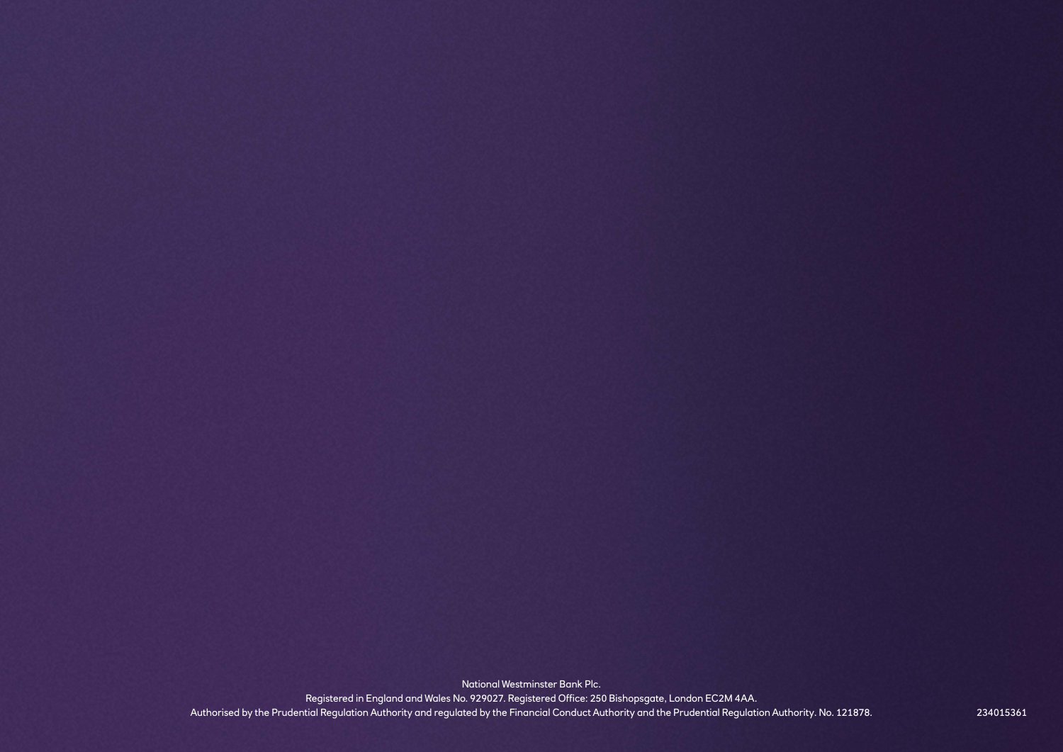National Westminster Bank Plc.

Registered in England and Wales No. 929027. Registered Office: 250 Bishopsgate, London EC2M 4AA.

Authorised by the Prudential Regulation Authority and regulated by the Financial Conduct Authority and the Prudential Regulation Authority. No. 121878.

234015361